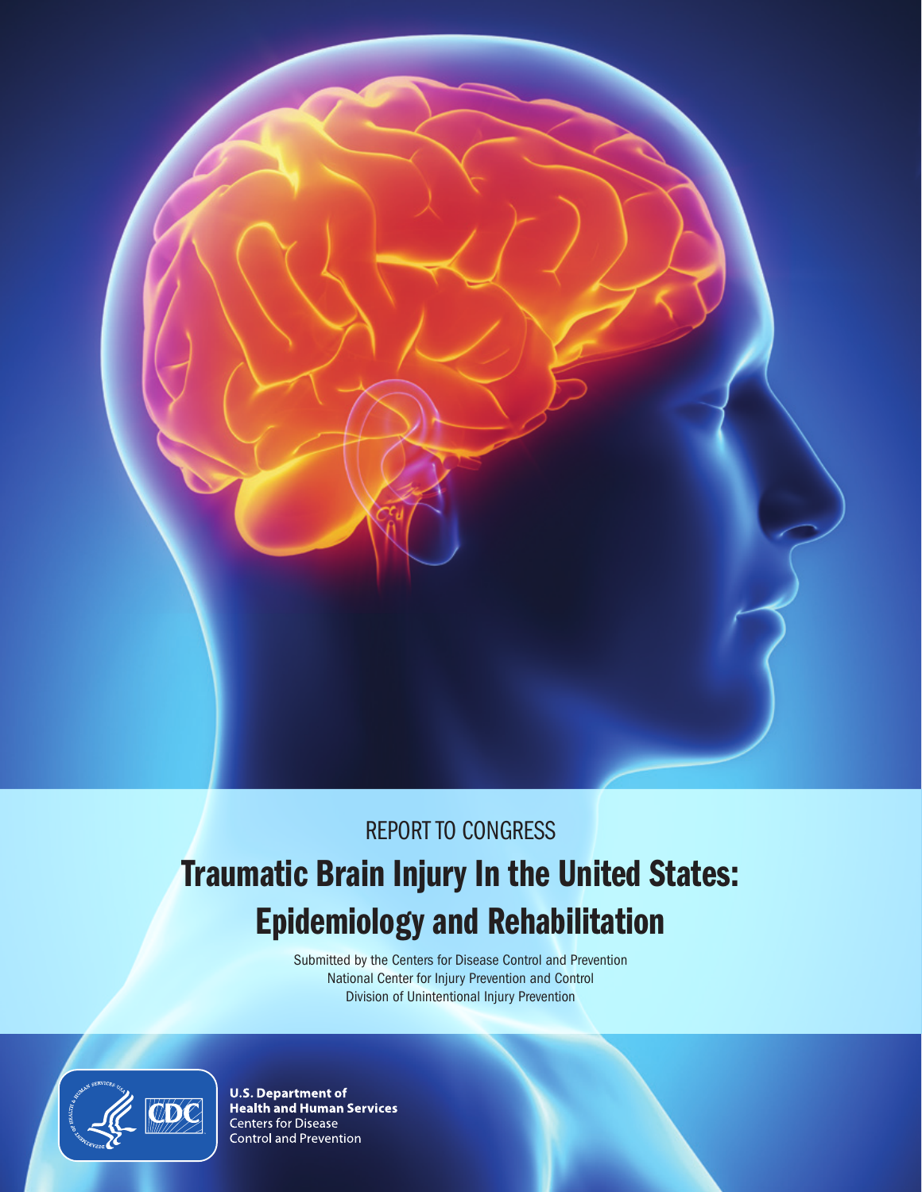REPORT TO CONGRESS

# Traumatic Brain Injury In the United States: Epidemiology and Rehabilitation

Submitted by the Centers for Disease Control and Prevention
National Center for Injury Prevention and Control
Division of Unintentional Injury Prevention

**U.S. Department of Health and Human Services**
Centers for Disease Control and Prevention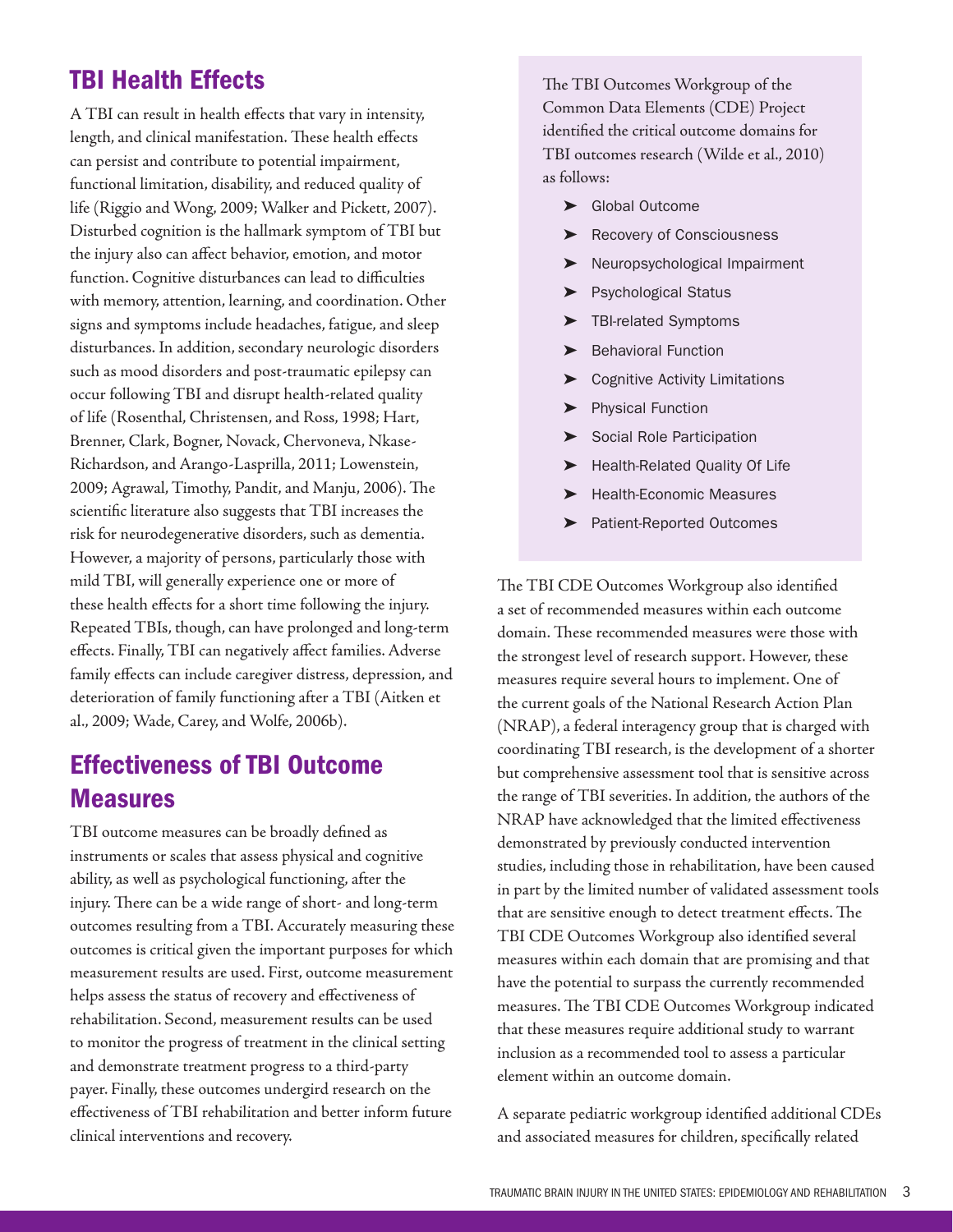## TBI Health Effects

A TBI can result in health effects that vary in intensity, length, and clinical manifestation. These health effects can persist and contribute to potential impairment, functional limitation, disability, and reduced quality of life (Riggio and Wong, 2009; Walker and Pickett, 2007). Disturbed cognition is the hallmark symptom of TBI but the injury also can affect behavior, emotion, and motor function. Cognitive disturbances can lead to difficulties with memory, attention, learning, and coordination. Other signs and symptoms include headaches, fatigue, and sleep disturbances. In addition, secondary neurologic disorders such as mood disorders and post-traumatic epilepsy can occur following TBI and disrupt health-related quality of life (Rosenthal, Christensen, and Ross, 1998; Hart, Brenner, Clark, Bogner, Novack, Chervoneva, Nkase-Richardson, and Arango-Lasprilla, 2011; Lowenstein, 2009; Agrawal, Timothy, Pandit, and Manju, 2006). The scientific literature also suggests that TBI increases the risk for neurodegenerative disorders, such as dementia. However, a majority of persons, particularly those with mild TBI, will generally experience one or more of these health effects for a short time following the injury. Repeated TBIs, though, can have prolonged and long-term effects. Finally, TBI can negatively affect families. Adverse family effects can include caregiver distress, depression, and deterioration of family functioning after a TBI (Aitken et al., 2009; Wade, Carey, and Wolfe, 2006b).

## Effectiveness of TBI Outcome Measures

TBI outcome measures can be broadly defined as instruments or scales that assess physical and cognitive ability, as well as psychological functioning, after the injury. There can be a wide range of short- and long-term outcomes resulting from a TBI. Accurately measuring these outcomes is critical given the important purposes for which measurement results are used. First, outcome measurement helps assess the status of recovery and effectiveness of rehabilitation. Second, measurement results can be used to monitor the progress of treatment in the clinical setting and demonstrate treatment progress to a third-party payer. Finally, these outcomes undergird research on the effectiveness of TBI rehabilitation and better inform future clinical interventions and recovery.

The TBI Outcomes Workgroup of the Common Data Elements (CDE) Project identified the critical outcome domains for TBI outcomes research (Wilde et al., 2010) as follows:

- Global Outcome
- Recovery of Consciousness
- Neuropsychological Impairment
- Psychological Status
- TBI-related Symptoms
- Behavioral Function
- Cognitive Activity Limitations
- Physical Function
- Social Role Participation
- Health-Related Quality Of Life
- Health-Economic Measures
- Patient-Reported Outcomes

The TBI CDE Outcomes Workgroup also identified a set of recommended measures within each outcome domain. These recommended measures were those with the strongest level of research support. However, these measures require several hours to implement. One of the current goals of the National Research Action Plan (NRAP), a federal interagency group that is charged with coordinating TBI research, is the development of a shorter but comprehensive assessment tool that is sensitive across the range of TBI severities. In addition, the authors of the NRAP have acknowledged that the limited effectiveness demonstrated by previously conducted intervention studies, including those in rehabilitation, have been caused in part by the limited number of validated assessment tools that are sensitive enough to detect treatment effects. The TBI CDE Outcomes Workgroup also identified several measures within each domain that are promising and that have the potential to surpass the currently recommended measures. The TBI CDE Outcomes Workgroup indicated that these measures require additional study to warrant inclusion as a recommended tool to assess a particular element within an outcome domain.

A separate pediatric workgroup identified additional CDEs and associated measures for children, specifically related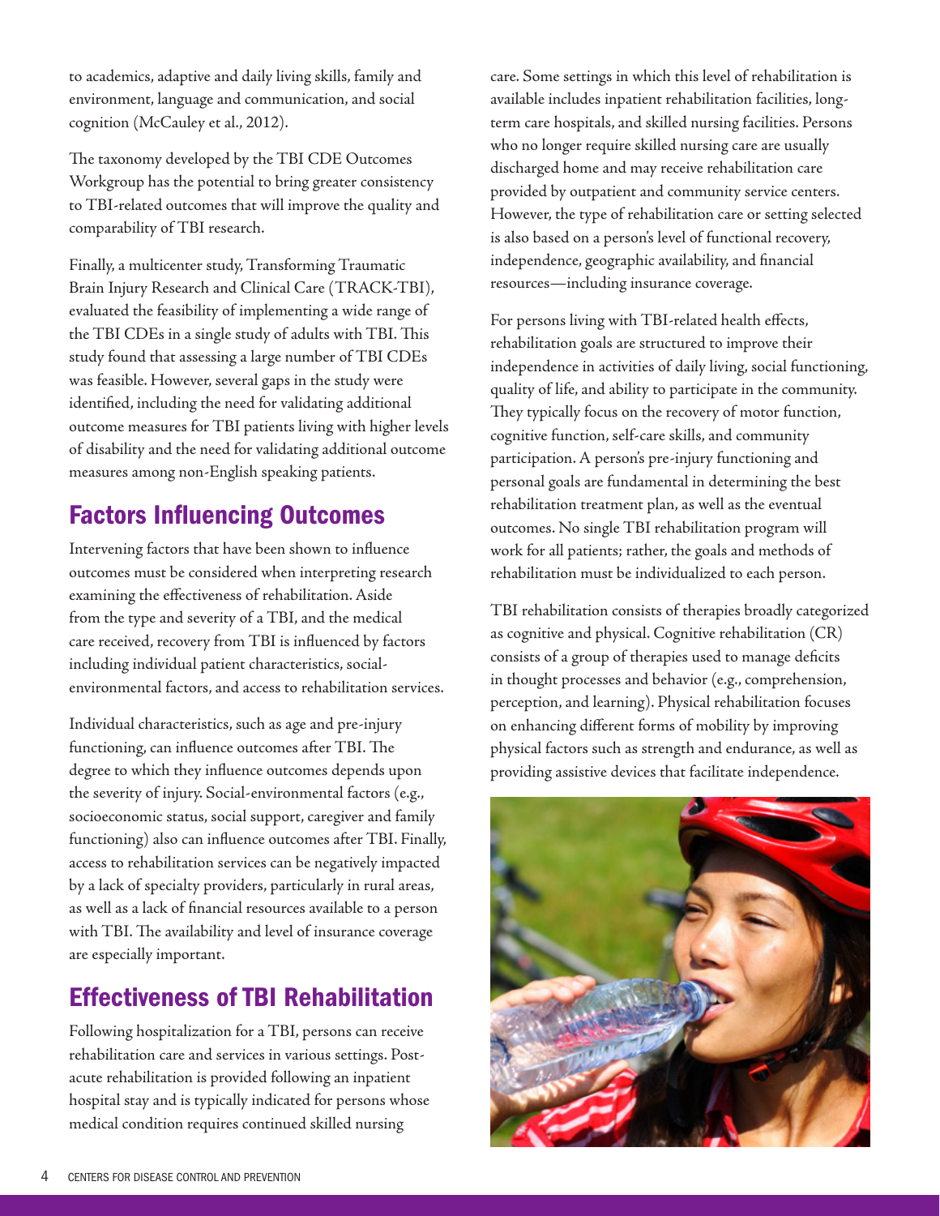to academics, adaptive and daily living skills, family and environment, language and communication, and social cognition (McCauley et al., 2012).

The taxonomy developed by the TBI CDE Outcomes Workgroup has the potential to bring greater consistency to TBI-related outcomes that will improve the quality and comparability of TBI research.

Finally, a multicenter study, Transforming Traumatic Brain Injury Research and Clinical Care (TRACK-TBI), evaluated the feasibility of implementing a wide range of the TBI CDEs in a single study of adults with TBI. This study found that assessing a large number of TBI CDEs was feasible. However, several gaps in the study were identified, including the need for validating additional outcome measures for TBI patients living with higher levels of disability and the need for validating additional outcome measures among non-English speaking patients.

## Factors Influencing Outcomes

Intervening factors that have been shown to influence outcomes must be considered when interpreting research examining the effectiveness of rehabilitation. Aside from the type and severity of a TBI, and the medical care received, recovery from TBI is influenced by factors including individual patient characteristics, social-environmental factors, and access to rehabilitation services.

Individual characteristics, such as age and pre-injury functioning, can influence outcomes after TBI. The degree to which they influence outcomes depends upon the severity of injury. Social-environmental factors (e.g., socioeconomic status, social support, caregiver and family functioning) also can influence outcomes after TBI. Finally, access to rehabilitation services can be negatively impacted by a lack of specialty providers, particularly in rural areas, as well as a lack of financial resources available to a person with TBI. The availability and level of insurance coverage are especially important.

## Effectiveness of TBI Rehabilitation

Following hospitalization for a TBI, persons can receive rehabilitation care and services in various settings. Post-acute rehabilitation is provided following an inpatient hospital stay and is typically indicated for persons whose medical condition requires continued skilled nursing care. Some settings in which this level of rehabilitation is available includes inpatient rehabilitation facilities, long-term care hospitals, and skilled nursing facilities. Persons who no longer require skilled nursing care are usually discharged home and may receive rehabilitation care provided by outpatient and community service centers. However, the type of rehabilitation care or setting selected is also based on a person's level of functional recovery, independence, geographic availability, and financial resources—including insurance coverage.

For persons living with TBI-related health effects, rehabilitation goals are structured to improve their independence in activities of daily living, social functioning, quality of life, and ability to participate in the community. They typically focus on the recovery of motor function, cognitive function, self-care skills, and community participation. A person's pre-injury functioning and personal goals are fundamental in determining the best rehabilitation treatment plan, as well as the eventual outcomes. No single TBI rehabilitation program will work for all patients; rather, the goals and methods of rehabilitation must be individualized to each person.

TBI rehabilitation consists of therapies broadly categorized as cognitive and physical. Cognitive rehabilitation (CR) consists of a group of therapies used to manage deficits in thought processes and behavior (e.g., comprehension, perception, and learning). Physical rehabilitation focuses on enhancing different forms of mobility by improving physical factors such as strength and endurance, as well as providing assistive devices that facilitate independence.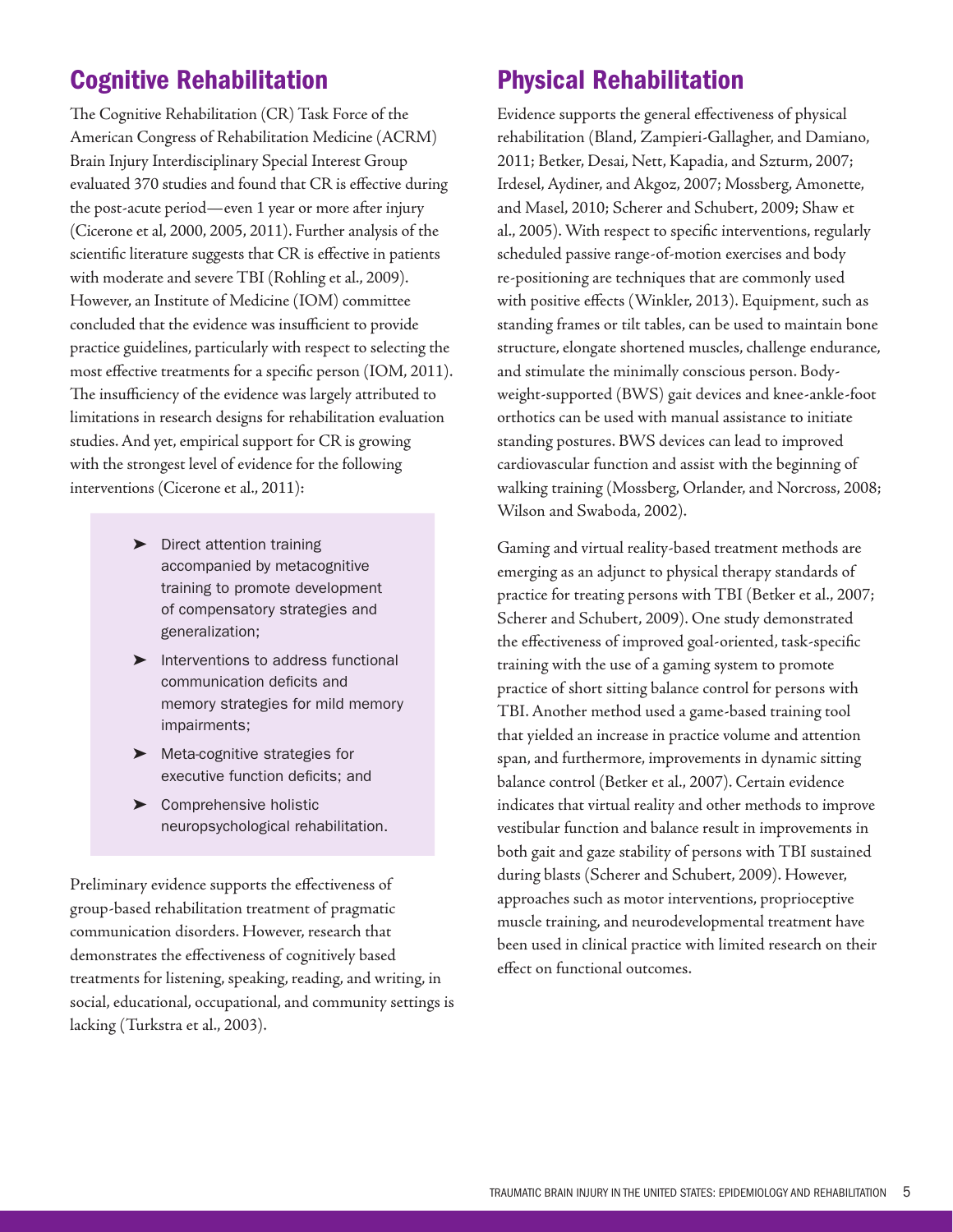## Cognitive Rehabilitation

The Cognitive Rehabilitation (CR) Task Force of the American Congress of Rehabilitation Medicine (ACRM) Brain Injury Interdisciplinary Special Interest Group evaluated 370 studies and found that CR is effective during the post-acute period—even 1 year or more after injury (Cicerone et al, 2000, 2005, 2011). Further analysis of the scientific literature suggests that CR is effective in patients with moderate and severe TBI (Rohling et al., 2009). However, an Institute of Medicine (IOM) committee concluded that the evidence was insufficient to provide practice guidelines, particularly with respect to selecting the most effective treatments for a specific person (IOM, 2011). The insufficiency of the evidence was largely attributed to limitations in research designs for rehabilitation evaluation studies. And yet, empirical support for CR is growing with the strongest level of evidence for the following interventions (Cicerone et al., 2011):

- Direct attention training accompanied by metacognitive training to promote development of compensatory strategies and generalization;
- Interventions to address functional communication deficits and memory strategies for mild memory impairments;
- Meta-cognitive strategies for executive function deficits; and
- Comprehensive holistic neuropsychological rehabilitation.

Preliminary evidence supports the effectiveness of group-based rehabilitation treatment of pragmatic communication disorders. However, research that demonstrates the effectiveness of cognitively based treatments for listening, speaking, reading, and writing, in social, educational, occupational, and community settings is lacking (Turkstra et al., 2003).

## Physical Rehabilitation

Evidence supports the general effectiveness of physical rehabilitation (Bland, Zampieri-Gallagher, and Damiano, 2011; Betker, Desai, Nett, Kapadia, and Szturm, 2007; Irdesel, Aydiner, and Akgoz, 2007; Mossberg, Amonette, and Masel, 2010; Scherer and Schubert, 2009; Shaw et al., 2005). With respect to specific interventions, regularly scheduled passive range-of-motion exercises and body re-positioning are techniques that are commonly used with positive effects (Winkler, 2013). Equipment, such as standing frames or tilt tables, can be used to maintain bone structure, elongate shortened muscles, challenge endurance, and stimulate the minimally conscious person. Body-weight-supported (BWS) gait devices and knee-ankle-foot orthotics can be used with manual assistance to initiate standing postures. BWS devices can lead to improved cardiovascular function and assist with the beginning of walking training (Mossberg, Orlander, and Norcross, 2008; Wilson and Swaboda, 2002).

Gaming and virtual reality-based treatment methods are emerging as an adjunct to physical therapy standards of practice for treating persons with TBI (Betker et al., 2007; Scherer and Schubert, 2009). One study demonstrated the effectiveness of improved goal-oriented, task-specific training with the use of a gaming system to promote practice of short sitting balance control for persons with TBI. Another method used a game-based training tool that yielded an increase in practice volume and attention span, and furthermore, improvements in dynamic sitting balance control (Betker et al., 2007). Certain evidence indicates that virtual reality and other methods to improve vestibular function and balance result in improvements in both gait and gaze stability of persons with TBI sustained during blasts (Scherer and Schubert, 2009). However, approaches such as motor interventions, proprioceptive muscle training, and neurodevelopmental treatment have been used in clinical practice with limited research on their effect on functional outcomes.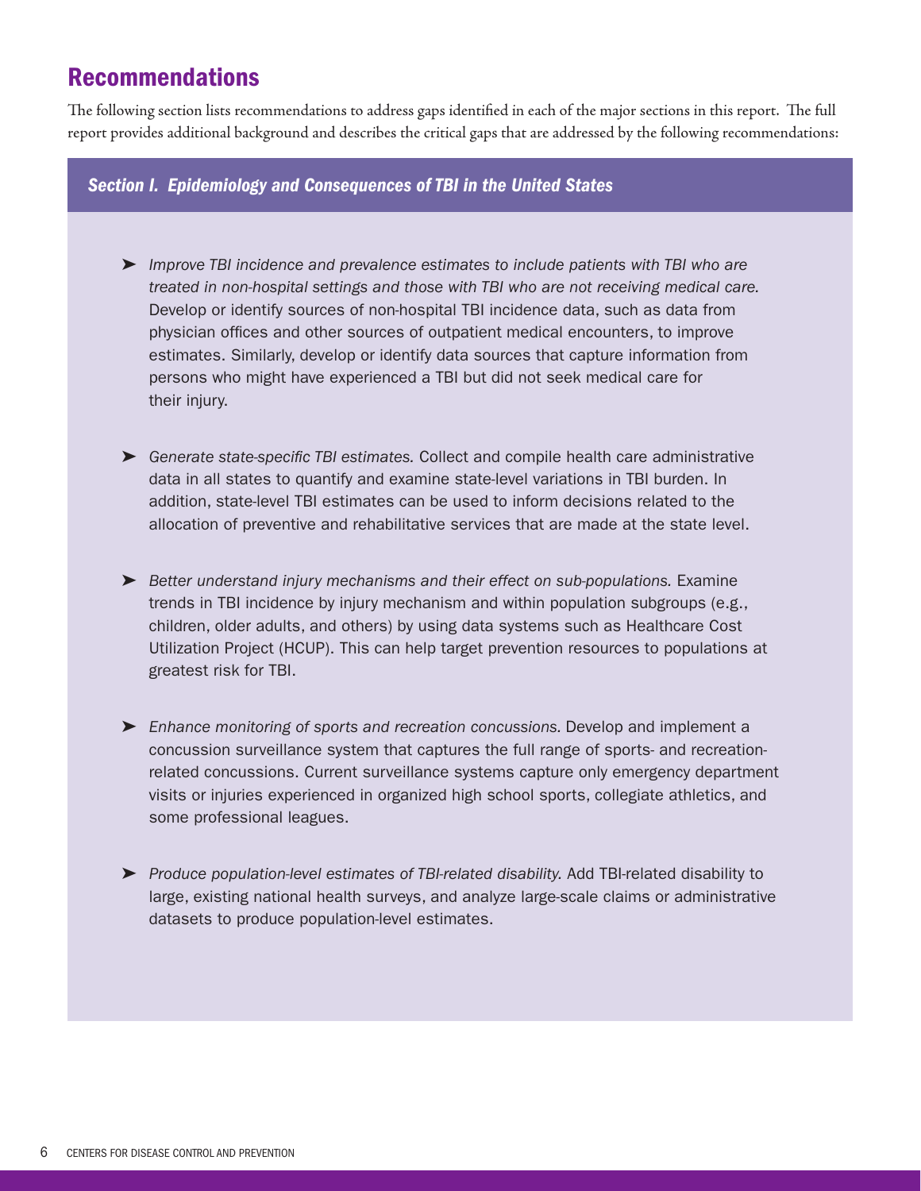## Recommendations

The following section lists recommendations to address gaps identified in each of the major sections in this report. The full report provides additional background and describes the critical gaps that are addressed by the following recommendations:

### *Section I. Epidemiology and Consequences of TBI in the United States*

- *Improve TBI incidence and prevalence estimates to include patients with TBI who are treated in non-hospital settings and those with TBI who are not receiving medical care.* Develop or identify sources of non-hospital TBI incidence data, such as data from physician offices and other sources of outpatient medical encounters, to improve estimates. Similarly, develop or identify data sources that capture information from persons who might have experienced a TBI but did not seek medical care for their injury.

- *Generate state-specific TBI estimates.* Collect and compile health care administrative data in all states to quantify and examine state-level variations in TBI burden. In addition, state-level TBI estimates can be used to inform decisions related to the allocation of preventive and rehabilitative services that are made at the state level.

- *Better understand injury mechanisms and their effect on sub-populations.* Examine trends in TBI incidence by injury mechanism and within population subgroups (e.g., children, older adults, and others) by using data systems such as Healthcare Cost Utilization Project (HCUP). This can help target prevention resources to populations at greatest risk for TBI.

- *Enhance monitoring of sports and recreation concussions.* Develop and implement a concussion surveillance system that captures the full range of sports- and recreation-related concussions. Current surveillance systems capture only emergency department visits or injuries experienced in organized high school sports, collegiate athletics, and some professional leagues.

- *Produce population-level estimates of TBI-related disability.* Add TBI-related disability to large, existing national health surveys, and analyze large-scale claims or administrative datasets to produce population-level estimates.